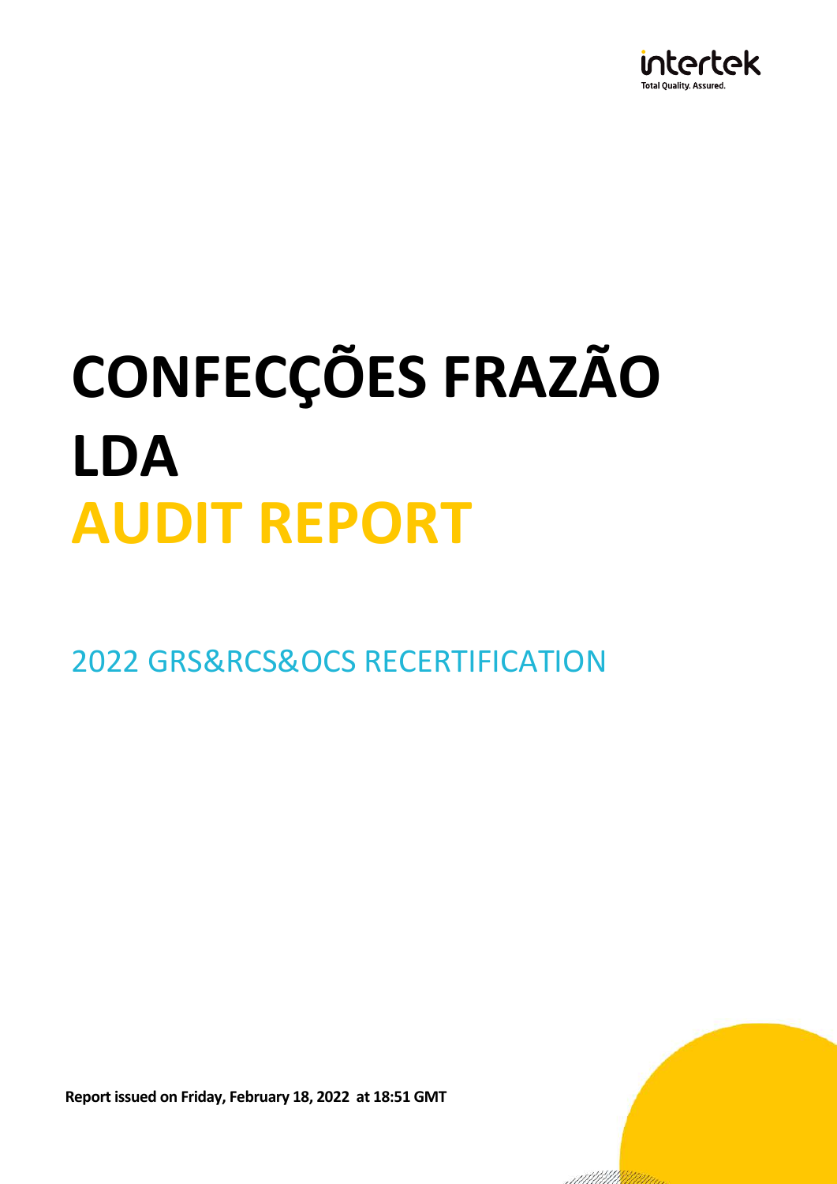# CONFECÇÕES FRAZÃO LDA

# AUDIT REPORT

## 2022 GRS&RCS&OCS RECERTIFICATION

**Report issued on Friday, February 18, 2022 at 18:51 GMT**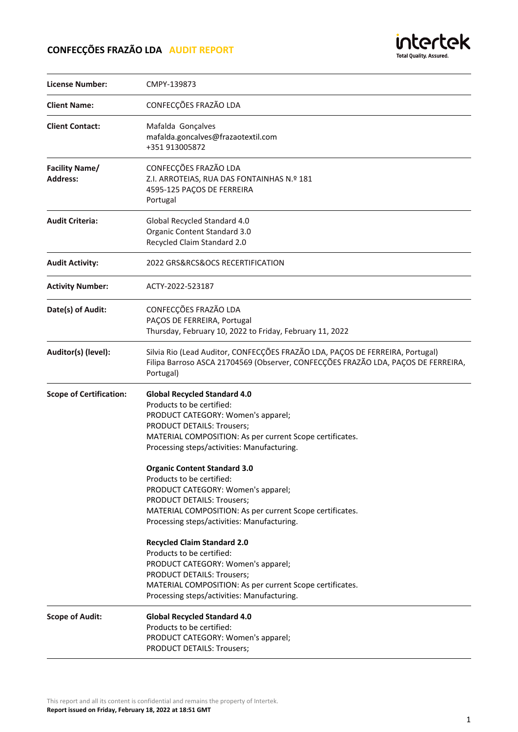**CONFECÇÕES FRAZÃO LDA** AUDIT REPORT

| | |
|---|---|
| **License Number:** | CMPY-139873 |
| **Client Name:** | CONFECÇÕES FRAZÃO LDA |
| **Client Contact:** | Mafalda Gonçalves<br>mafalda.goncalves@frazaotextil.com<br>+351 913005872 |
| **Facility Name/ Address:** | CONFECÇÕES FRAZÃO LDA<br>Z.I. ARROTEIAS, RUA DAS FONTAINHAS N.º 181<br>4595-125 PAÇOS DE FERREIRA<br>Portugal |
| **Audit Criteria:** | Global Recycled Standard 4.0<br>Organic Content Standard 3.0<br>Recycled Claim Standard 2.0 |
| **Audit Activity:** | 2022 GRS&RCS&OCS RECERTIFICATION |
| **Activity Number:** | ACTY-2022-523187 |
| **Date(s) of Audit:** | CONFECÇÕES FRAZÃO LDA<br>PAÇOS DE FERREIRA, Portugal<br>Thursday, February 10, 2022 to Friday, February 11, 2022 |
| **Auditor(s) (level):** | Silvia Rio (Lead Auditor, CONFECÇÕES FRAZÃO LDA, PAÇOS DE FERREIRA, Portugal)<br>Filipa Barroso ASCA 21704569 (Observer, CONFECÇÕES FRAZÃO LDA, PAÇOS DE FERREIRA, Portugal) |
| **Scope of Certification:** | **Global Recycled Standard 4.0**<br>Products to be certified:<br>PRODUCT CATEGORY: Women's apparel;<br>PRODUCT DETAILS: Trousers;<br>MATERIAL COMPOSITION: As per current Scope certificates.<br>Processing steps/activities: Manufacturing.<br><br>**Organic Content Standard 3.0**<br>Products to be certified:<br>PRODUCT CATEGORY: Women's apparel;<br>PRODUCT DETAILS: Trousers;<br>MATERIAL COMPOSITION: As per current Scope certificates.<br>Processing steps/activities: Manufacturing.<br><br>**Recycled Claim Standard 2.0**<br>Products to be certified:<br>PRODUCT CATEGORY: Women's apparel;<br>PRODUCT DETAILS: Trousers;<br>MATERIAL COMPOSITION: As per current Scope certificates.<br>Processing steps/activities: Manufacturing. |
| **Scope of Audit:** | **Global Recycled Standard 4.0**<br>Products to be certified:<br>PRODUCT CATEGORY: Women's apparel;<br>PRODUCT DETAILS: Trousers; |

This report and all its content is confidential and remains the property of Intertek.
**Report issued on Friday, February 18, 2022 at 18:51 GMT**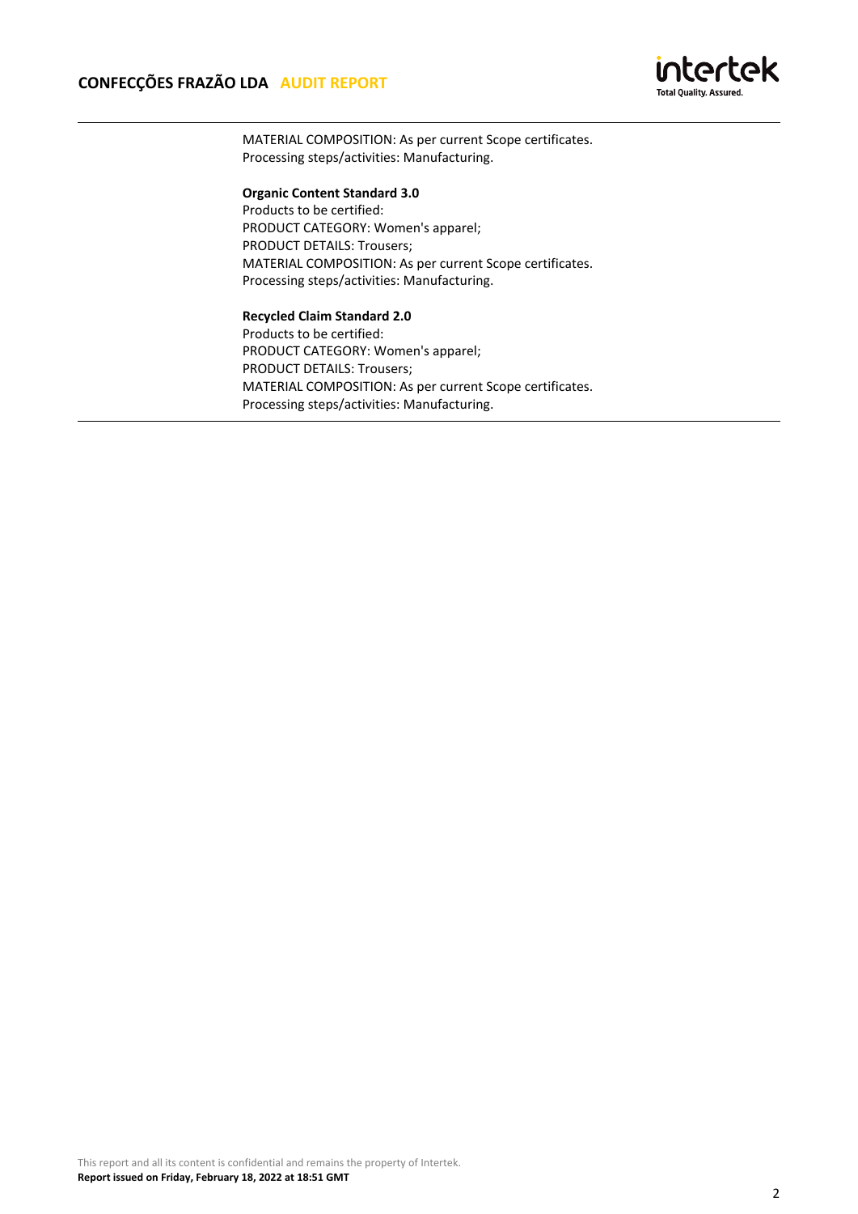MATERIAL COMPOSITION: As per current Scope certificates.
Processing steps/activities: Manufacturing.

**Organic Content Standard 3.0**
Products to be certified:
PRODUCT CATEGORY: Women's apparel;
PRODUCT DETAILS: Trousers;
MATERIAL COMPOSITION: As per current Scope certificates.
Processing steps/activities: Manufacturing.

**Recycled Claim Standard 2.0**
Products to be certified:
PRODUCT CATEGORY: Women's apparel;
PRODUCT DETAILS: Trousers;
MATERIAL COMPOSITION: As per current Scope certificates.
Processing steps/activities: Manufacturing.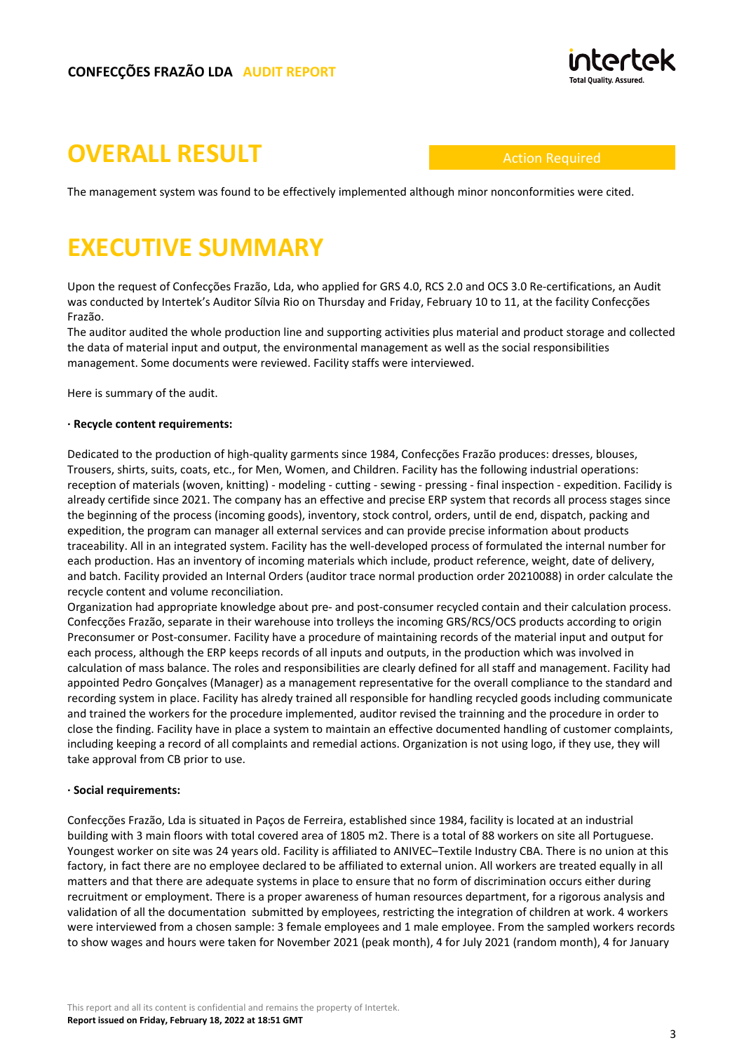# OVERALL RESULT

Action Required

The management system was found to be effectively implemented although minor nonconformities were cited.

# EXECUTIVE SUMMARY

Upon the request of Confecções Frazão, Lda, who applied for GRS 4.0, RCS 2.0 and OCS 3.0 Re-certifications, an Audit was conducted by Intertek's Auditor Sílvia Rio on Thursday and Friday, February 10 to 11, at the facility Confecções Frazão.
The auditor audited the whole production line and supporting activities plus material and product storage and collected the data of material input and output, the environmental management as well as the social responsibilities management. Some documents were reviewed. Facility staffs were interviewed.

Here is summary of the audit.

**· Recycle content requirements:**

Dedicated to the production of high-quality garments since 1984, Confecções Frazão produces: dresses, blouses, Trousers, shirts, suits, coats, etc., for Men, Women, and Children. Facility has the following industrial operations: reception of materials (woven, knitting) - modeling - cutting - sewing - pressing - final inspection - expedition. Facilidy is already certifide since 2021. The company has an effective and precise ERP system that records all process stages since the beginning of the process (incoming goods), inventory, stock control, orders, until de end, dispatch, packing and expedition, the program can manager all external services and can provide precise information about products traceability. All in an integrated system. Facility has the well-developed process of formulated the internal number for each production. Has an inventory of incoming materials which include, product reference, weight, date of delivery, and batch. Facility provided an Internal Orders (auditor trace normal production order 20210088) in order calculate the recycle content and volume reconciliation.
Organization had appropriate knowledge about pre- and post-consumer recycled contain and their calculation process. Confecções Frazão, separate in their warehouse into trolleys the incoming GRS/RCS/OCS products according to origin Preconsumer or Post-consumer. Facility have a procedure of maintaining records of the material input and output for each process, although the ERP keeps records of all inputs and outputs, in the production which was involved in calculation of mass balance. The roles and responsibilities are clearly defined for all staff and management. Facility had appointed Pedro Gonçalves (Manager) as a management representative for the overall compliance to the standard and recording system in place. Facility has alredy trained all responsible for handling recycled goods including communicate and trained the workers for the procedure implemented, auditor revised the trainning and the procedure in order to close the finding. Facility have in place a system to maintain an effective documented handling of customer complaints, including keeping a record of all complaints and remedial actions. Organization is not using logo, if they use, they will take approval from CB prior to use.

**· Social requirements:**

Confecções Frazão, Lda is situated in Paços de Ferreira, established since 1984, facility is located at an industrial building with 3 main floors with total covered area of 1805 m2. There is a total of 88 workers on site all Portuguese. Youngest worker on site was 24 years old. Facility is affiliated to ANIVEC–Textile Industry CBA. There is no union at this factory, in fact there are no employee declared to be affiliated to external union. All workers are treated equally in all matters and that there are adequate systems in place to ensure that no form of discrimination occurs either during recruitment or employment. There is a proper awareness of human resources department, for a rigorous analysis and validation of all the documentation submitted by employees, restricting the integration of children at work. 4 workers were interviewed from a chosen sample: 3 female employees and 1 male employee. From the sampled workers records to show wages and hours were taken for November 2021 (peak month), 4 for July 2021 (random month), 4 for January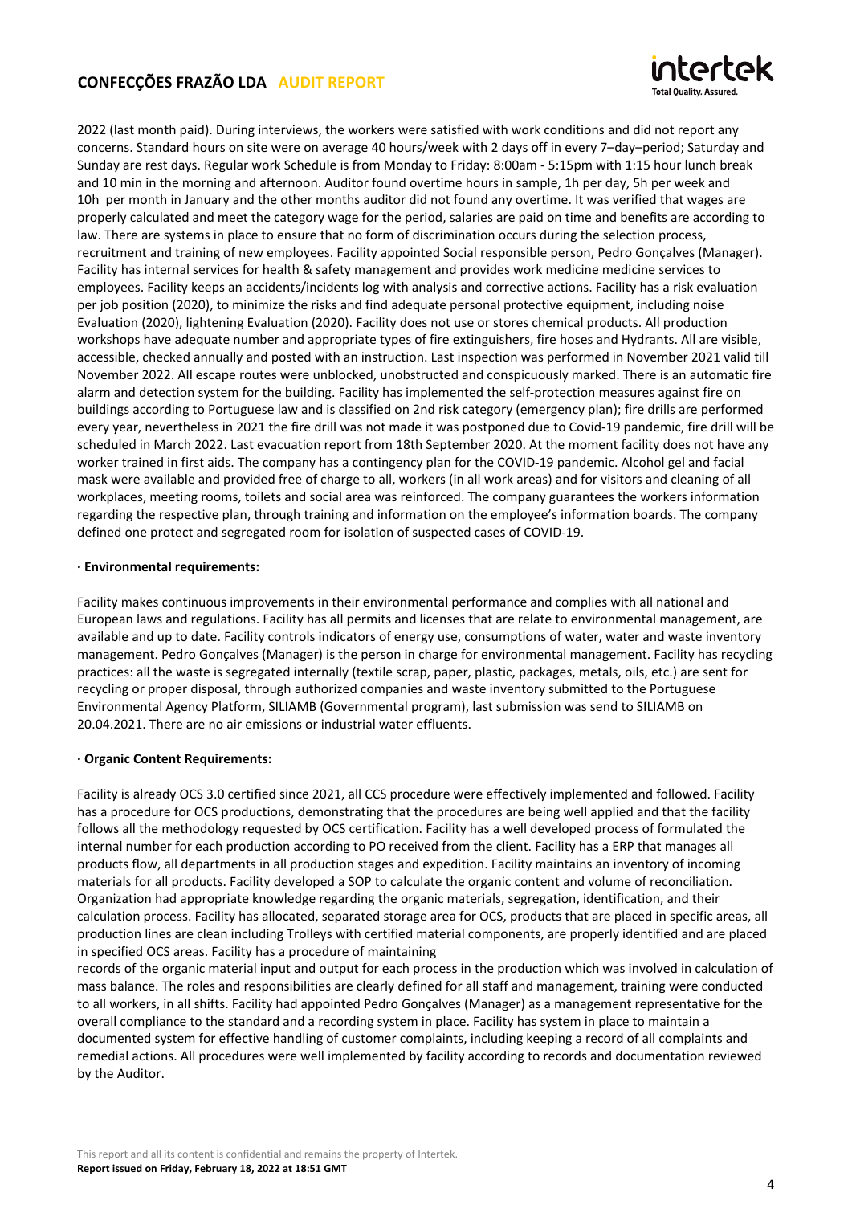2022 (last month paid). During interviews, the workers were satisfied with work conditions and did not report any concerns. Standard hours on site were on average 40 hours/week with 2 days off in every 7–day–period; Saturday and Sunday are rest days. Regular work Schedule is from Monday to Friday: 8:00am - 5:15pm with 1:15 hour lunch break and 10 min in the morning and afternoon. Auditor found overtime hours in sample, 1h per day, 5h per week and 10h per month in January and the other months auditor did not found any overtime. It was verified that wages are properly calculated and meet the category wage for the period, salaries are paid on time and benefits are according to law. There are systems in place to ensure that no form of discrimination occurs during the selection process, recruitment and training of new employees. Facility appointed Social responsible person, Pedro Gonçalves (Manager). Facility has internal services for health & safety management and provides work medicine medicine services to employees. Facility keeps an accidents/incidents log with analysis and corrective actions. Facility has a risk evaluation per job position (2020), to minimize the risks and find adequate personal protective equipment, including noise Evaluation (2020), lightening Evaluation (2020). Facility does not use or stores chemical products. All production workshops have adequate number and appropriate types of fire extinguishers, fire hoses and Hydrants. All are visible, accessible, checked annually and posted with an instruction. Last inspection was performed in November 2021 valid till November 2022. All escape routes were unblocked, unobstructed and conspicuously marked. There is an automatic fire alarm and detection system for the building. Facility has implemented the self-protection measures against fire on buildings according to Portuguese law and is classified on 2nd risk category (emergency plan); fire drills are performed every year, nevertheless in 2021 the fire drill was not made it was postponed due to Covid-19 pandemic, fire drill will be scheduled in March 2022. Last evacuation report from 18th September 2020. At the moment facility does not have any worker trained in first aids. The company has a contingency plan for the COVID-19 pandemic. Alcohol gel and facial mask were available and provided free of charge to all, workers (in all work areas) and for visitors and cleaning of all workplaces, meeting rooms, toilets and social area was reinforced. The company guarantees the workers information regarding the respective plan, through training and information on the employee's information boards. The company defined one protect and segregated room for isolation of suspected cases of COVID-19.

· **Environmental requirements:**

Facility makes continuous improvements in their environmental performance and complies with all national and European laws and regulations. Facility has all permits and licenses that are relate to environmental management, are available and up to date. Facility controls indicators of energy use, consumptions of water, water and waste inventory management. Pedro Gonçalves (Manager) is the person in charge for environmental management. Facility has recycling practices: all the waste is segregated internally (textile scrap, paper, plastic, packages, metals, oils, etc.) are sent for recycling or proper disposal, through authorized companies and waste inventory submitted to the Portuguese Environmental Agency Platform, SILIAMB (Governmental program), last submission was send to SILIAMB on 20.04.2021. There are no air emissions or industrial water effluents.

· **Organic Content Requirements:**

Facility is already OCS 3.0 certified since 2021, all CCS procedure were effectively implemented and followed. Facility has a procedure for OCS productions, demonstrating that the procedures are being well applied and that the facility follows all the methodology requested by OCS certification. Facility has a well developed process of formulated the internal number for each production according to PO received from the client. Facility has a ERP that manages all products flow, all departments in all production stages and expedition. Facility maintains an inventory of incoming materials for all products. Facility developed a SOP to calculate the organic content and volume of reconciliation. Organization had appropriate knowledge regarding the organic materials, segregation, identification, and their calculation process. Facility has allocated, separated storage area for OCS, products that are placed in specific areas, all production lines are clean including Trolleys with certified material components, are properly identified and are placed in specified OCS areas. Facility has a procedure of maintaining records of the organic material input and output for each process in the production which was involved in calculation of mass balance. The roles and responsibilities are clearly defined for all staff and management, training were conducted to all workers, in all shifts. Facility had appointed Pedro Gonçalves (Manager) as a management representative for the overall compliance to the standard and a recording system in place. Facility has system in place to maintain a documented system for effective handling of customer complaints, including keeping a record of all complaints and remedial actions. All procedures were well implemented by facility according to records and documentation reviewed by the Auditor.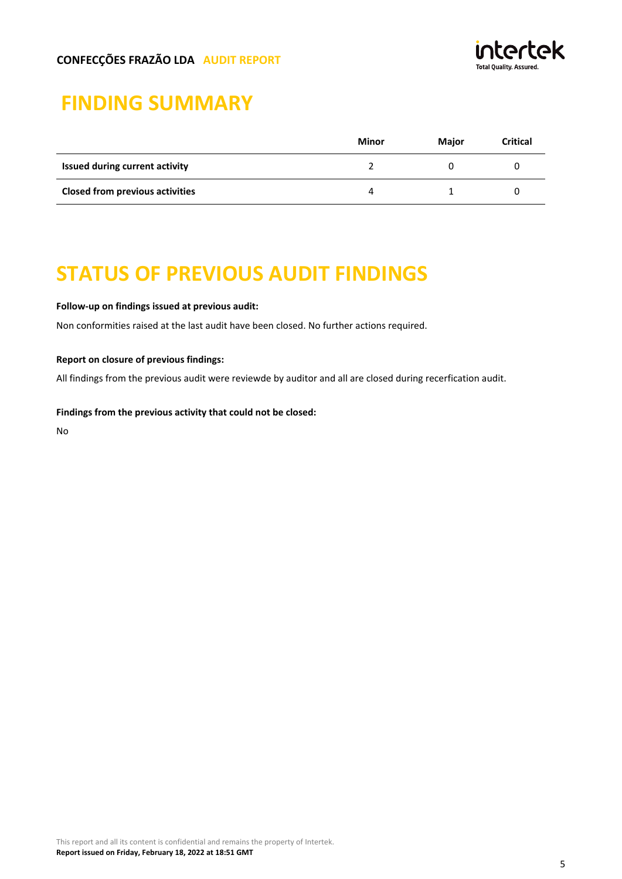# FINDING SUMMARY

| | Minor | Major | Critical |
|---|---|---|---|
| **Issued during current activity** | 2 | 0 | 0 |
| **Closed from previous activities** | 4 | 1 | 0 |

# STATUS OF PREVIOUS AUDIT FINDINGS

**Follow-up on findings issued at previous audit:**

Non conformities raised at the last audit have been closed. No further actions required.

**Report on closure of previous findings:**

All findings from the previous audit were reviewde by auditor and all are closed during recerfication audit.

**Findings from the previous activity that could not be closed:**

No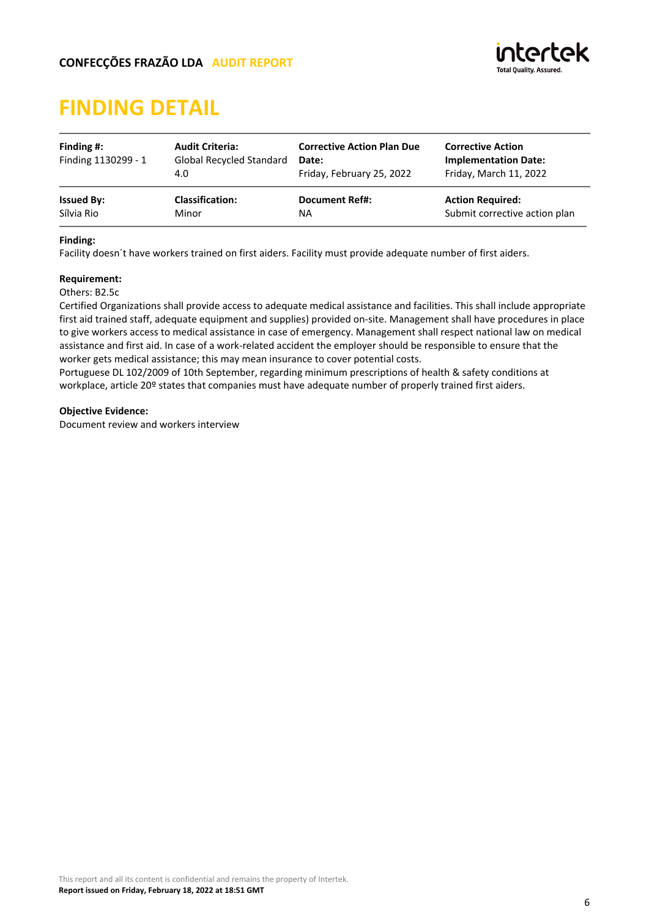# FINDING DETAIL

| **Finding #:** | **Audit Criteria:** | **Corrective Action Plan Due Date:** | **Corrective Action Implementation Date:** |
|---|---|---|---|
| Finding 1130299 - 1 | Global Recycled Standard 4.0 | Friday, February 25, 2022 | Friday, March 11, 2022 |
| **Issued By:** | **Classification:** | **Document Ref#:** | **Action Required:** |
| Sílvia Rio | Minor | NA | Submit corrective action plan |

**Finding:**
Facility doesn´t have workers trained on first aiders. Facility must provide adequate number of first aiders.

**Requirement:**
Others: B2.5c
Certified Organizations shall provide access to adequate medical assistance and facilities. This shall include appropriate first aid trained staff, adequate equipment and supplies) provided on-site. Management shall have procedures in place to give workers access to medical assistance in case of emergency. Management shall respect national law on medical assistance and first aid. In case of a work-related accident the employer should be responsible to ensure that the worker gets medical assistance; this may mean insurance to cover potential costs.
Portuguese DL 102/2009 of 10th September, regarding minimum prescriptions of health & safety conditions at workplace, article 20º states that companies must have adequate number of properly trained first aiders.

**Objective Evidence:**
Document review and workers interview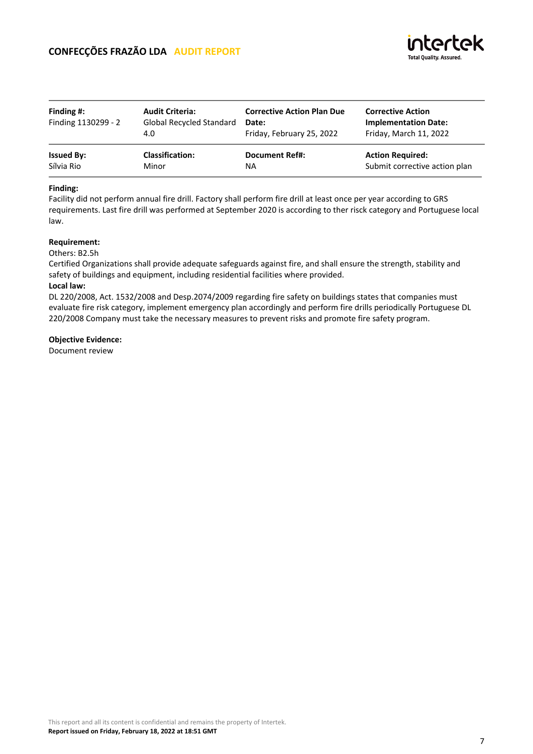| Finding #: | Audit Criteria: | Corrective Action Plan Due Date: | Corrective Action Implementation Date: |
| --- | --- | --- | --- |
| Finding 1130299 - 2 | Global Recycled Standard 4.0 | Friday, February 25, 2022 | Friday, March 11, 2022 |
| **Issued By:** | **Classification:** | **Document Ref#:** | **Action Required:** |
| Sílvia Rio | Minor | NA | Submit corrective action plan |

**Finding:**
Facility did not perform annual fire drill. Factory shall perform fire drill at least once per year according to GRS requirements. Last fire drill was performed at September 2020 is according to ther risck category and Portuguese local law.

**Requirement:**
Others: B2.5h
Certified Organizations shall provide adequate safeguards against fire, and shall ensure the strength, stability and safety of buildings and equipment, including residential facilities where provided.
**Local law:**
DL 220/2008, Act. 1532/2008 and Desp.2074/2009 regarding fire safety on buildings states that companies must evaluate fire risk category, implement emergency plan accordingly and perform fire drills periodically Portuguese DL 220/2008 Company must take the necessary measures to prevent risks and promote fire safety program.

**Objective Evidence:**
Document review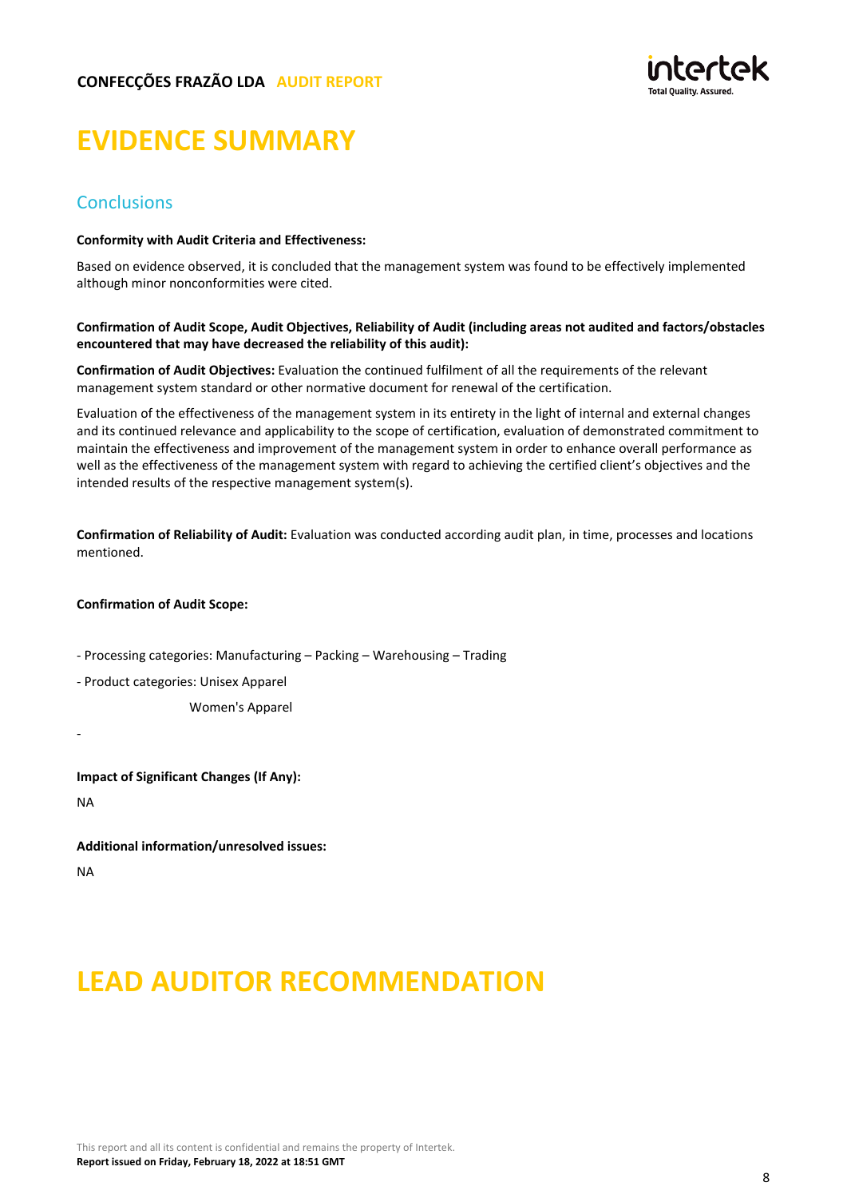# EVIDENCE SUMMARY

## Conclusions

**Conformity with Audit Criteria and Effectiveness:**

Based on evidence observed, it is concluded that the management system was found to be effectively implemented although minor nonconformities were cited.

**Confirmation of Audit Scope, Audit Objectives, Reliability of Audit (including areas not audited and factors/obstacles encountered that may have decreased the reliability of this audit):**

**Confirmation of Audit Objectives:** Evaluation the continued fulfilment of all the requirements of the relevant management system standard or other normative document for renewal of the certification.

Evaluation of the effectiveness of the management system in its entirety in the light of internal and external changes and its continued relevance and applicability to the scope of certification, evaluation of demonstrated commitment to maintain the effectiveness and improvement of the management system in order to enhance overall performance as well as the effectiveness of the management system with regard to achieving the certified client's objectives and the intended results of the respective management system(s).

**Confirmation of Reliability of Audit:** Evaluation was conducted according audit plan, in time, processes and locations mentioned.

**Confirmation of Audit Scope:**

- Processing categories: Manufacturing – Packing – Warehousing – Trading
- Product categories: Unisex Apparel
  Women's Apparel

-

**Impact of Significant Changes (If Any):**

NA

**Additional information/unresolved issues:**

NA

# LEAD AUDITOR RECOMMENDATION

This report and all its content is confidential and remains the property of Intertek.
**Report issued on Friday, February 18, 2022 at 18:51 GMT**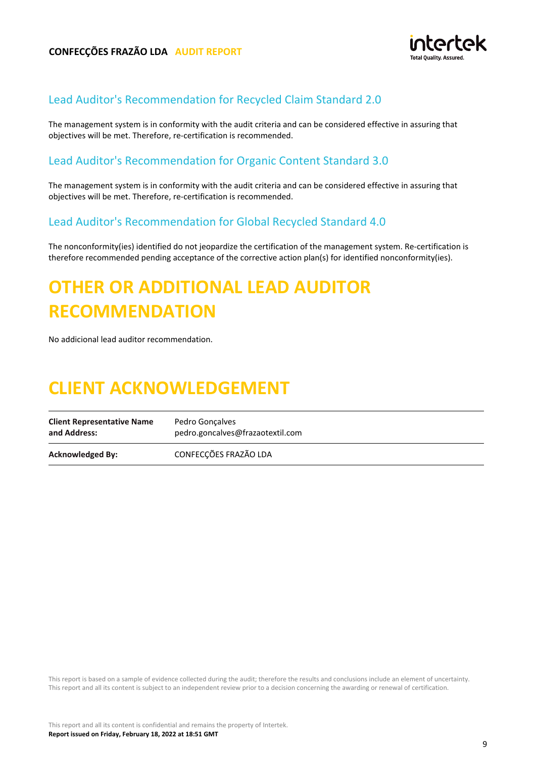## Lead Auditor's Recommendation for Recycled Claim Standard 2.0

The management system is in conformity with the audit criteria and can be considered effective in assuring that objectives will be met. Therefore, re-certification is recommended.

## Lead Auditor's Recommendation for Organic Content Standard 3.0

The management system is in conformity with the audit criteria and can be considered effective in assuring that objectives will be met. Therefore, re-certification is recommended.

## Lead Auditor's Recommendation for Global Recycled Standard 4.0

The nonconformity(ies) identified do not jeopardize the certification of the management system. Re-certification is therefore recommended pending acceptance of the corrective action plan(s) for identified nonconformity(ies).

# OTHER OR ADDITIONAL LEAD AUDITOR RECOMMENDATION

No addicional lead auditor recommendation.

# CLIENT ACKNOWLEDGEMENT

| | |
|---|---|
| **Client Representative Name and Address:** | Pedro Gonçalves<br>pedro.goncalves@frazaotextil.com |
| **Acknowledged By:** | CONFECÇÕES FRAZÃO LDA |

This report is based on a sample of evidence collected during the audit; therefore the results and conclusions include an element of uncertainty. This report and all its content is subject to an independent review prior to a decision concerning the awarding or renewal of certification.

This report and all its content is confidential and remains the property of Intertek.
**Report issued on Friday, February 18, 2022 at 18:51 GMT**